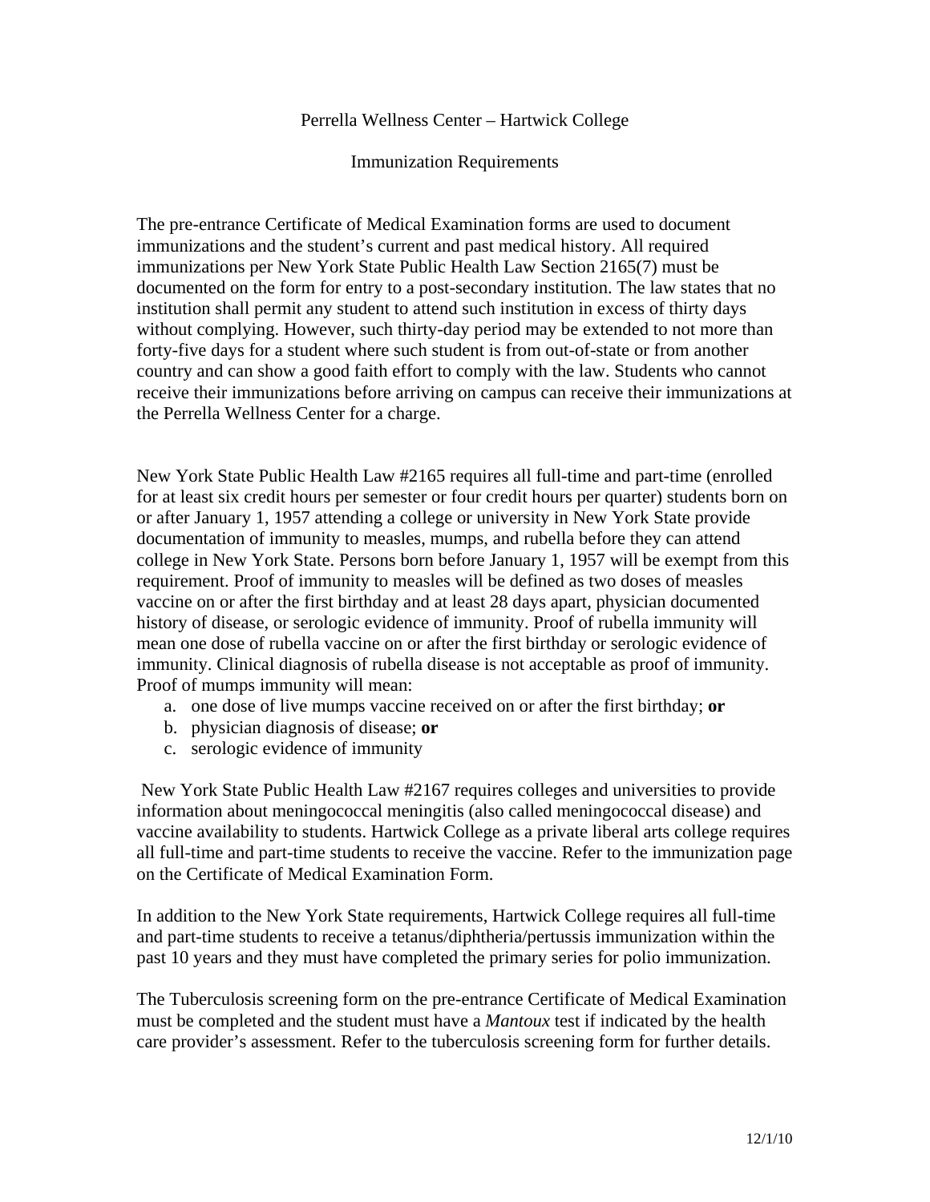# Perrella Wellness Center – Hartwick College

## Immunization Requirements

The pre-entrance Certificate of Medical Examination forms are used to document immunizations and the student's current and past medical history. All required immunizations per New York State Public Health Law Section 2165(7) must be documented on the form for entry to a post-secondary institution. The law states that no institution shall permit any student to attend such institution in excess of thirty days without complying. However, such thirty-day period may be extended to not more than forty-five days for a student where such student is from out-of-state or from another country and can show a good faith effort to comply with the law. Students who cannot receive their immunizations before arriving on campus can receive their immunizations at the Perrella Wellness Center for a charge.

New York State Public Health Law #2165 requires all full-time and part-time (enrolled for at least six credit hours per semester or four credit hours per quarter) students born on or after January 1, 1957 attending a college or university in New York State provide documentation of immunity to measles, mumps, and rubella before they can attend college in New York State. Persons born before January 1, 1957 will be exempt from this requirement. Proof of immunity to measles will be defined as two doses of measles vaccine on or after the first birthday and at least 28 days apart, physician documented history of disease, or serologic evidence of immunity. Proof of rubella immunity will mean one dose of rubella vaccine on or after the first birthday or serologic evidence of immunity. Clinical diagnosis of rubella disease is not acceptable as proof of immunity. Proof of mumps immunity will mean:

a. one dose of live mumps vaccine received on or after the first birthday; **or**
b. physician diagnosis of disease; **or**
c. serologic evidence of immunity

New York State Public Health Law #2167 requires colleges and universities to provide information about meningococcal meningitis (also called meningococcal disease) and vaccine availability to students. Hartwick College as a private liberal arts college requires all full-time and part-time students to receive the vaccine. Refer to the immunization page on the Certificate of Medical Examination Form.

In addition to the New York State requirements, Hartwick College requires all full-time and part-time students to receive a tetanus/diphtheria/pertussis immunization within the past 10 years and they must have completed the primary series for polio immunization.

The Tuberculosis screening form on the pre-entrance Certificate of Medical Examination must be completed and the student must have a *Mantoux* test if indicated by the health care provider's assessment. Refer to the tuberculosis screening form for further details.

12/1/10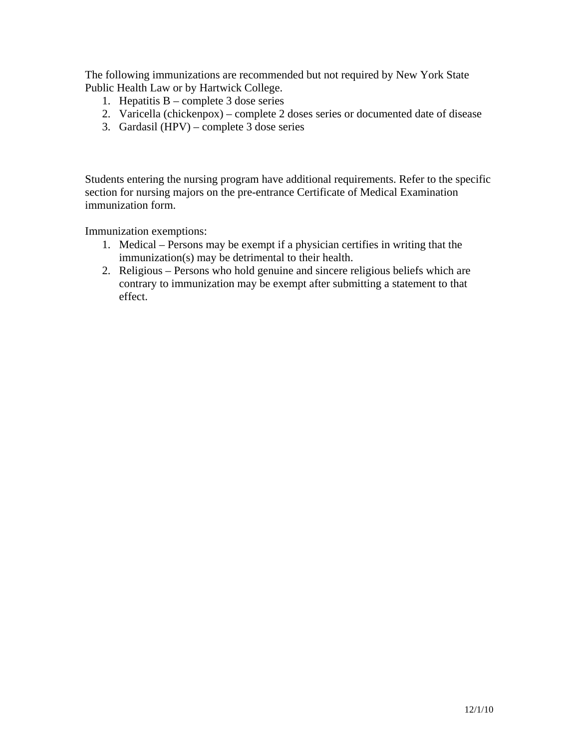The following immunizations are recommended but not required by New York State Public Health Law or by Hartwick College.

1. Hepatitis B – complete 3 dose series
2. Varicella (chickenpox) – complete 2 doses series or documented date of disease
3. Gardasil (HPV) – complete 3 dose series

Students entering the nursing program have additional requirements. Refer to the specific section for nursing majors on the pre-entrance Certificate of Medical Examination immunization form.

Immunization exemptions:

1. Medical – Persons may be exempt if a physician certifies in writing that the immunization(s) may be detrimental to their health.
2. Religious – Persons who hold genuine and sincere religious beliefs which are contrary to immunization may be exempt after submitting a statement to that effect.

12/1/10